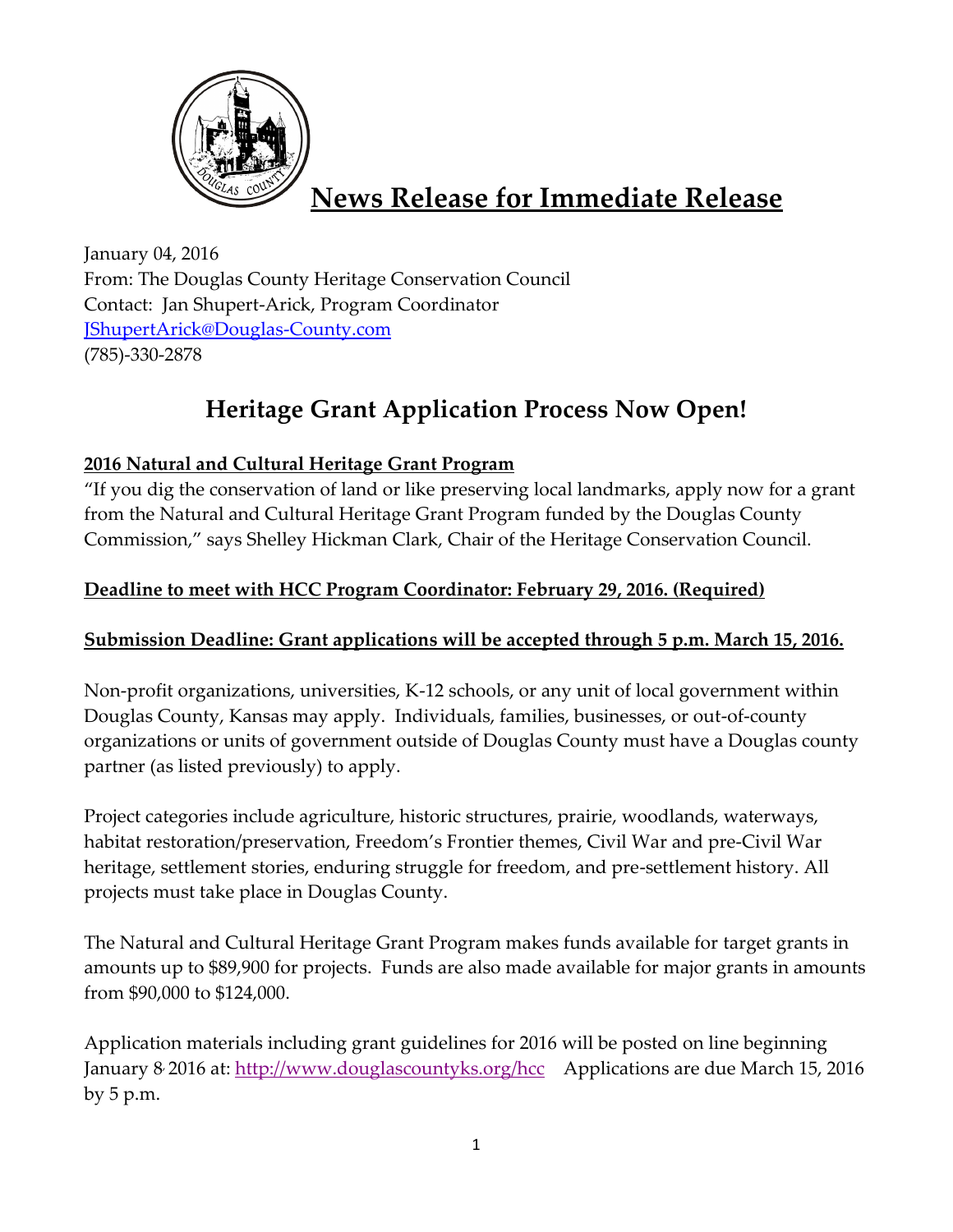# News Release for Immediate Release

January 04, 2016
From: The Douglas County Heritage Conservation Council
Contact: Jan Shupert-Arick, Program Coordinator
JShupertArick@Douglas-County.com
(785)-330-2878

## Heritage Grant Application Process Now Open!

**2016 Natural and Cultural Heritage Grant Program**

"If you dig the conservation of land or like preserving local landmarks, apply now for a grant from the Natural and Cultural Heritage Grant Program funded by the Douglas County Commission," says Shelley Hickman Clark, Chair of the Heritage Conservation Council.

**Deadline to meet with HCC Program Coordinator: February 29, 2016. (Required)**

**Submission Deadline: Grant applications will be accepted through 5 p.m. March 15, 2016.**

Non-profit organizations, universities, K-12 schools, or any unit of local government within Douglas County, Kansas may apply. Individuals, families, businesses, or out-of-county organizations or units of government outside of Douglas County must have a Douglas county partner (as listed previously) to apply.

Project categories include agriculture, historic structures, prairie, woodlands, waterways, habitat restoration/preservation, Freedom's Frontier themes, Civil War and pre-Civil War heritage, settlement stories, enduring struggle for freedom, and pre-settlement history. All projects must take place in Douglas County.

The Natural and Cultural Heritage Grant Program makes funds available for target grants in amounts up to $89,900 for projects. Funds are also made available for major grants in amounts from $90,000 to $124,000.

Application materials including grant guidelines for 2016 will be posted on line beginning January 8, 2016 at: http://www.douglascountyks.org/hcc Applications are due March 15, 2016 by 5 p.m.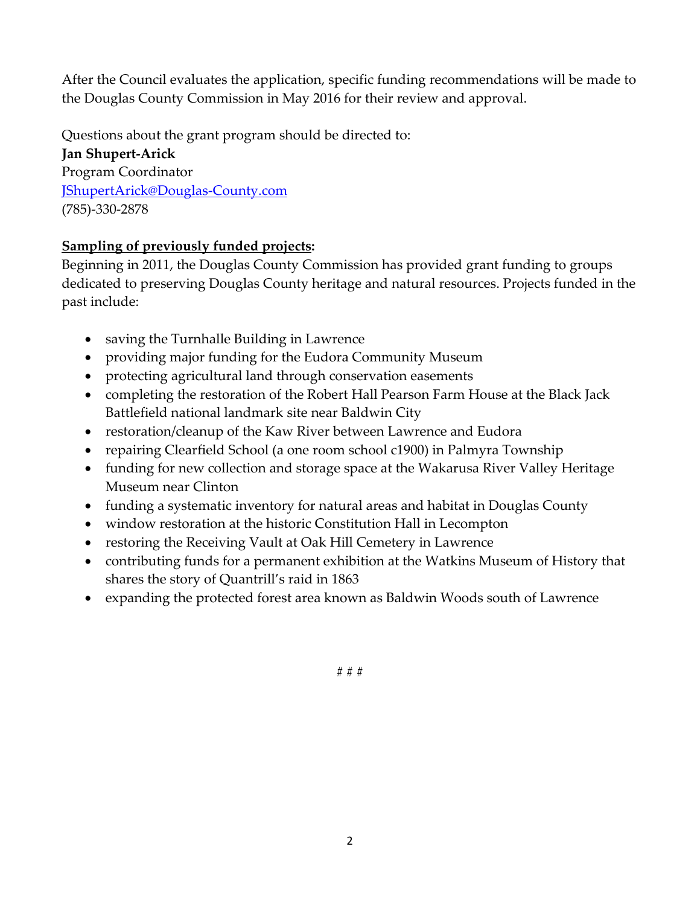After the Council evaluates the application, specific funding recommendations will be made to the Douglas County Commission in May 2016 for their review and approval.

Questions about the grant program should be directed to:
**Jan Shupert-Arick**
Program Coordinator
[JShupertArick@Douglas-County.com](mailto:JShupertArick@Douglas-County.com)
(785)-330-2878

**Sampling of previously funded projects:**

Beginning in 2011, the Douglas County Commission has provided grant funding to groups dedicated to preserving Douglas County heritage and natural resources. Projects funded in the past include:

- saving the Turnhalle Building in Lawrence
- providing major funding for the Eudora Community Museum
- protecting agricultural land through conservation easements
- completing the restoration of the Robert Hall Pearson Farm House at the Black Jack Battlefield national landmark site near Baldwin City
- restoration/cleanup of the Kaw River between Lawrence and Eudora
- repairing Clearfield School (a one room school c1900) in Palmyra Township
- funding for new collection and storage space at the Wakarusa River Valley Heritage Museum near Clinton
- funding a systematic inventory for natural areas and habitat in Douglas County
- window restoration at the historic Constitution Hall in Lecompton
- restoring the Receiving Vault at Oak Hill Cemetery in Lawrence
- contributing funds for a permanent exhibition at the Watkins Museum of History that shares the story of Quantrill's raid in 1863
- expanding the protected forest area known as Baldwin Woods south of Lawrence

# # #